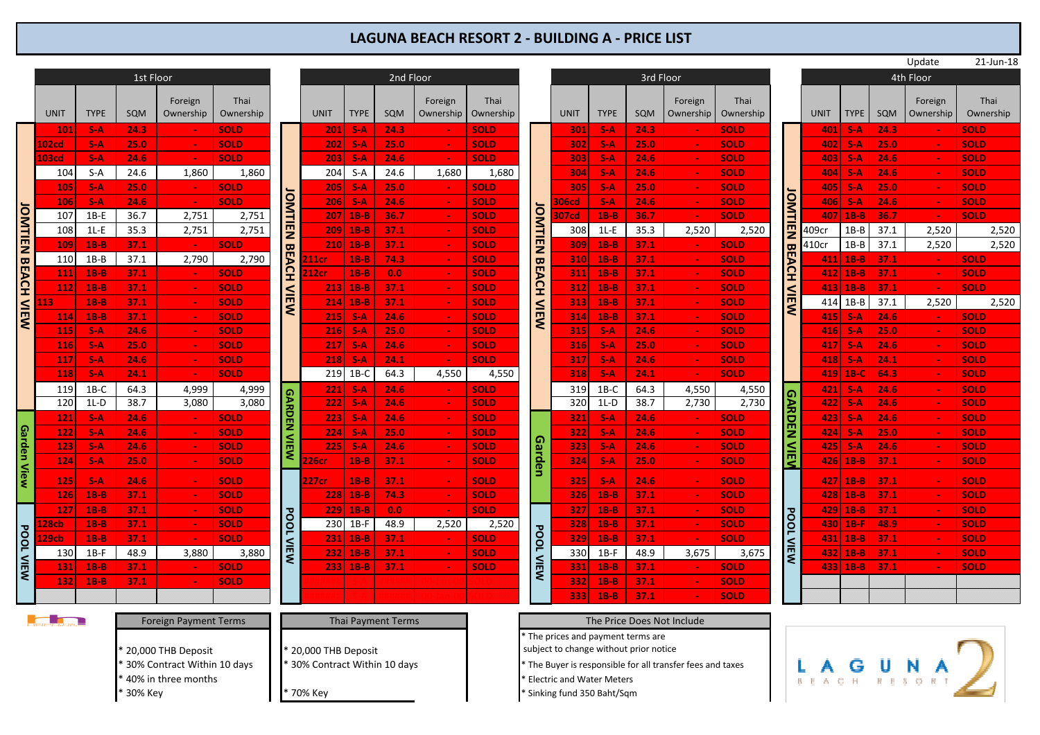# LAGUNA BEACH RESORT 2 - BUILDING A - PRICE LIST

Update 21-Jun-18

## 1st Floor

| View | UNIT | TYPE | SQM | Foreign Ownership | Thai Ownership |
|---|---|---|---|---|---|
| JOMTIEN BEACH VIEW | 101 | S-A | 24.3 | - | SOLD |
| | 102cd | S-A | 25.0 | - | SOLD |
| | 103cd | S-A | 24.6 | - | SOLD |
| | 104 | S-A | 24.6 | 1,860 | 1,860 |
| | 105 | S-A | 25.0 | - | SOLD |
| | 106 | S-A | 24.6 | - | SOLD |
| | 107 | 1B-E | 36.7 | 2,751 | 2,751 |
| | 108 | 1L-E | 35.3 | 2,751 | 2,751 |
| | 109 | 1B-B | 37.1 | - | SOLD |
| | 110 | 1B-B | 37.1 | 2,790 | 2,790 |
| | 111 | 1B-B | 37.1 | - | SOLD |
| | 112 | 1B-B | 37.1 | - | SOLD |
| | 113 | 1B-B | 37.1 | - | SOLD |
| | 114 | 1B-B | 37.1 | - | SOLD |
| | 115 | S-A | 24.6 | - | SOLD |
| | 116 | S-A | 25.0 | - | SOLD |
| | 117 | S-A | 24.6 | - | SOLD |
| | 118 | S-A | 24.1 | - | SOLD |
| | 119 | 1B-C | 64.3 | 4,999 | 4,999 |
| | 120 | 1L-D | 38.7 | 3,080 | 3,080 |
| Garden View | 121 | S-A | 24.6 | - | SOLD |
| | 122 | S-A | 24.6 | - | SOLD |
| | 123 | S-A | 24.6 | - | SOLD |
| | 124 | S-A | 25.0 | - | SOLD |
| | 125 | S-A | 24.6 | - | SOLD |
| | 126 | 1B-B | 37.1 | - | SOLD |
| POOL VIEW | 127 | 1B-B | 37.1 | - | SOLD |
| | 128cb | 1B-B | 37.1 | - | SOLD |
| | 129cb | 1B-B | 37.1 | - | SOLD |
| | 130 | 1B-F | 48.9 | 3,880 | 3,880 |
| | 131 | 1B-B | 37.1 | - | SOLD |
| | 132 | 1B-B | 37.1 | - | SOLD |

## 2nd Floor

| View | UNIT | TYPE | SQM | Foreign Ownership | Thai Ownership |
|---|---|---|---|---|---|
| JOMTIEN BEACH VIEW | 201 | S-A | 24.3 | - | SOLD |
| | 202 | S-A | 25.0 | - | SOLD |
| | 203 | S-A | 24.6 | - | SOLD |
| | 204 | S-A | 24.6 | 1,680 | 1,680 |
| | 205 | S-A | 25.0 | - | SOLD |
| | 206 | S-A | 24.6 | - | SOLD |
| | 207 | 1B-B | 36.7 | - | SOLD |
| | 209 | 1B-B | 37.1 | - | SOLD |
| | 210 | 1B-B | 37.1 | - | SOLD |
| | 211cr | 1B-B | 74.3 | - | SOLD |
| | 212cr | 1B-B | 0.0 | - | SOLD |
| | 213 | 1B-B | 37.1 | - | SOLD |
| | 214 | 1B-B | 37.1 | - | SOLD |
| | 215 | S-A | 24.6 | - | SOLD |
| | 216 | S-A | 25.0 | - | SOLD |
| | 217 | S-A | 24.6 | - | SOLD |
| | 218 | S-A | 24.1 | - | SOLD |
| | 219 | 1B-C | 64.3 | 4,550 | 4,550 |
| GARDEN VIEW | 221 | S-A | 24.6 | - | SOLD |
| | 222 | S-A | 24.6 | - | SOLD |
| | 223 | S-A | 24.6 | - | SOLD |
| | 224 | S-A | 25.0 | - | SOLD |
| | 225 | S-A | 24.6 | - | SOLD |
| | 226cr | 1B-B | 37.1 | - | SOLD |
| POOL VIEW | 227cr | 1B-B | 37.1 | - | SOLD |
| | 228 | 1B-B | 74.3 | - | SOLD |
| | 229 | 1B-B | 0.0 | - | SOLD |
| | 230 | 1B-F | 48.9 | 2,520 | 2,520 |
| | 231 | 1B-B | 37.1 | - | SOLD |
| | 232 | 1B-B | 37.1 | - | SOLD |
| | 233 | 1B-B | 37.1 | - | SOLD |

## 3rd Floor

| View | UNIT | TYPE | SQM | Foreign Ownership | Thai Ownership |
|---|---|---|---|---|---|
| JOMTIEN BEACH VIEW | 301 | S-A | 24.3 | - | SOLD |
| | 302 | S-A | 25.0 | - | SOLD |
| | 303 | S-A | 24.6 | - | SOLD |
| | 304 | S-A | 24.6 | - | SOLD |
| | 305 | S-A | 25.0 | - | SOLD |
| | 306cd | S-A | 24.6 | - | SOLD |
| | 307cd | 1B-B | 36.7 | - | SOLD |
| | 308 | 1L-E | 35.3 | 2,520 | 2,520 |
| | 309 | 1B-B | 37.1 | - | SOLD |
| | 310 | 1B-B | 37.1 | - | SOLD |
| | 311 | 1B-B | 37.1 | - | SOLD |
| | 312 | 1B-B | 37.1 | - | SOLD |
| | 313 | 1B-B | 37.1 | - | SOLD |
| | 314 | 1B-B | 37.1 | - | SOLD |
| | 315 | S-A | 24.6 | - | SOLD |
| | 316 | S-A | 25.0 | - | SOLD |
| | 317 | S-A | 24.6 | - | SOLD |
| | 318 | S-A | 24.1 | - | SOLD |
| | 319 | 1B-C | 64.3 | 4,550 | 4,550 |
| | 320 | 1L-D | 38.7 | 2,730 | 2,730 |
| Garden | 321 | S-A | 24.6 | - | SOLD |
| | 322 | S-A | 24.6 | - | SOLD |
| | 323 | S-A | 24.6 | - | SOLD |
| | 324 | S-A | 25.0 | - | SOLD |
| | 325 | S-A | 24.6 | - | SOLD |
| | 326 | 1B-B | 37.1 | - | SOLD |
| POOL VIEW | 327 | 1B-B | 37.1 | - | SOLD |
| | 328 | 1B-B | 37.1 | - | SOLD |
| | 329 | 1B-B | 37.1 | - | SOLD |
| | 330 | 1B-F | 48.9 | 3,675 | 3,675 |
| | 331 | 1B-B | 37.1 | - | SOLD |
| | 332 | 1B-B | 37.1 | - | SOLD |
| | 333 | 1B-B | 37.1 | - | SOLD |

## 4th Floor

| View | UNIT | TYPE | SQM | Foreign Ownership | Thai Ownership |
|---|---|---|---|---|---|
| JOMTIEN BEACH VIEW | 401 | S-A | 24.3 | - | SOLD |
| | 402 | S-A | 25.0 | - | SOLD |
| | 403 | S-A | 24.6 | - | SOLD |
| | 404 | S-A | 24.6 | - | SOLD |
| | 405 | S-A | 25.0 | - | SOLD |
| | 406 | S-A | 24.6 | - | SOLD |
| | 407 | 1B-B | 36.7 | - | SOLD |
| | 409cr | 1B-B | 37.1 | 2,520 | 2,520 |
| | 410cr | 1B-B | 37.1 | 2,520 | 2,520 |
| | 411 | 1B-B | 37.1 | - | SOLD |
| | 412 | 1B-B | 37.1 | - | SOLD |
| | 413 | 1B-B | 37.1 | - | SOLD |
| | 414 | 1B-B | 37.1 | 2,520 | 2,520 |
| | 415 | S-A | 24.6 | - | SOLD |
| | 416 | S-A | 25.0 | - | SOLD |
| | 417 | S-A | 24.6 | - | SOLD |
| | 418 | S-A | 24.1 | - | SOLD |
| | 419 | 1B-C | 64.3 | - | SOLD |
| GARDEN VIEW | 421 | S-A | 24.6 | - | SOLD |
| | 422 | S-A | 24.6 | - | SOLD |
| | 423 | S-A | 24.6 | - | SOLD |
| | 424 | S-A | 25.0 | - | SOLD |
| | 425 | S-A | 24.6 | - | SOLD |
| | 426 | 1B-B | 37.1 | - | SOLD |
| POOL VIEW | 427 | 1B-B | 37.1 | - | SOLD |
| | 428 | 1B-B | 37.1 | - | SOLD |
| | 429 | 1B-B | 37.1 | - | SOLD |
| | 430 | 1B-F | 48.9 | - | SOLD |
| | 431 | 1B-B | 37.1 | - | SOLD |
| | 432 | 1B-B | 37.1 | - | SOLD |
| | 433 | 1B-B | 37.1 | - | SOLD |

**Foreign Payment Terms**

* 20,000 THB Deposit
* 30% Contract Within 10 days
* 40% in three months
* 30% Key

**Thai Payment Terms**

* 20,000 THB Deposit
* 30% Contract Within 10 days
* 70% Key

**The Price Does Not Include**

* The prices and payment terms are subject to change without prior notice
* The Buyer is responsible for all transfer fees and taxes
* Electric and Water Meters
* Sinking fund 350 Baht/Sqm

LAGUNA BEACH RESORT 2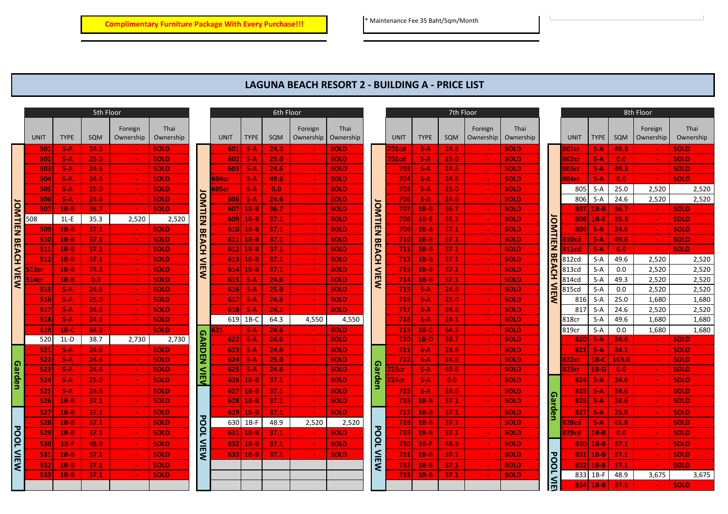**Complimentary Furniture Package With Every Purchase!!!**

* Maintenance Fee 35 Baht/Sqm/Month

# LAGUNA BEACH RESORT 2 - BUILDING A - PRICE LIST

## 5th Floor

| View | UNIT | TYPE | SQM | Foreign Ownership | Thai Ownership |
|---|---|---|---|---|---|
| JOMTIEN BEACH VIEW | 501 | S-A | 24.3 | - | SOLD |
| | 502 | S-A | 25.0 | - | SOLD |
| | 503 | S-A | 24.6 | - | SOLD |
| | 504 | S-A | 24.6 | - | SOLD |
| | 505 | S-A | 25.0 | - | SOLD |
| | 506 | S-A | 24.6 | - | SOLD |
| | 507 | 1B-B | 36.7 | - | SOLD |
| | 508 | 1L-E | 35.3 | 2,520 | 2,520 |
| | 509 | 1B-B | 37.1 | - | SOLD |
| | 510 | 1B-B | 37.1 | - | SOLD |
| | 511 | 1B-B | 37.1 | - | SOLD |
| | 512 | 1B-B | 37.1 | - | SOLD |
| | 513cr | 1B-B | 74.3 | - | SOLD |
| | 514cr | 1B-B | 0.0 | - | SOLD |
| | 515 | S-A | 24.6 | - | SOLD |
| | 516 | S-A | 25.0 | - | SOLD |
| | 517 | S-A | 24.6 | - | SOLD |
| | 518 | S-A | 24.1 | - | SOLD |
| | 519 | 1B-C | 64.3 | - | SOLD |
| | 520 | 1L-D | 38.7 | 2,730 | 2,730 |
| Garden | 521 | S-A | 24.6 | - | SOLD |
| | 522 | S-A | 24.6 | - | SOLD |
| | 523 | S-A | 24.6 | - | SOLD |
| | 524 | S-A | 25.0 | - | SOLD |
| | 525 | S-A | 24.6 | - | SOLD |
| | 526 | 1B-B | 37.1 | - | SOLD |
| POOL VIEW | 527 | 1B-B | 37.1 | - | SOLD |
| | 528 | 1B-B | 37.1 | - | SOLD |
| | 529 | 1B-B | 37.1 | - | SOLD |
| | 530 | 1B-F | 48.9 | - | SOLD |
| | 531 | 1B-B | 37.1 | - | SOLD |
| | 532 | 1B-B | 37.1 | - | SOLD |
| | 533 | 1B-B | 37.1 | - | SOLD |

## 6th Floor

| View | UNIT | TYPE | SQM | Foreign Ownership | Thai Ownership |
|---|---|---|---|---|---|
| JOMTIEN BEACH VIEW | 601 | S-A | 24.3 | - | SOLD |
| | 602 | S-A | 25.0 | - | SOLD |
| | 603 | S-A | 24.6 | - | SOLD |
| | 604cr | S-A | 49.6 | - | SOLD |
| | 605cr | S-A | 0.0 | - | SOLD |
| | 606 | S-A | 24.6 | - | SOLD |
| | 607 | 1B-B | 36.7 | - | SOLD |
| | 609 | 1B-B | 37.1 | - | SOLD |
| | 610 | 1B-B | 37.1 | - | SOLD |
| | 611 | 1B-B | 37.1 | - | SOLD |
| | 612 | 1B-B | 37.1 | - | SOLD |
| | 613 | 1B-B | 37.1 | - | SOLD |
| | 614 | 1B-B | 37.1 | - | SOLD |
| | 615 | S-A | 24.6 | - | SOLD |
| | 616 | S-A | 25.0 | - | SOLD |
| | 617 | S-A | 24.6 | - | SOLD |
| | 618 | S-A | 24.1 | - | SOLD |
| | 619 | 1B-C | 64.3 | 4,550 | 4,550 |
| GARDEN VIEW | 621 | S-A | 24.6 | - | SOLD |
| | 622 | S-A | 24.6 | - | SOLD |
| | 623 | S-A | 24.6 | - | SOLD |
| | 624 | S-A | 25.0 | - | SOLD |
| | 625 | S-A | 24.6 | - | SOLD |
| | 626 | 1B-B | 37.1 | - | SOLD |
| POOL VIEW | 627 | 1B-B | 37.1 | - | SOLD |
| | 628 | 1B-B | 37.1 | - | SOLD |
| | 629 | 1B-B | 37.1 | - | SOLD |
| | 630 | 1B-F | 48.9 | 2,520 | 2,520 |
| | 631 | 1B-B | 37.1 | - | SOLD |
| | 632 | 1B-B | 37.1 | - | SOLD |
| | 633 | 1B-B | 37.1 | - | SOLD |

## 7th Floor

| View | UNIT | TYPE | SQM | Foreign Ownership | Thai Ownership |
|---|---|---|---|---|---|
| JOMTIEN BEACH VIEW | 701cd | S-A | 24.3 | - | SOLD |
| | 702cd | S-A | 25.0 | - | SOLD |
| | 703 | S-A | 24.6 | - | SOLD |
| | 704 | S-A | 24.6 | - | SOLD |
| | 705 | S-A | 25.0 | - | SOLD |
| | 706 | S-A | 24.6 | - | SOLD |
| | 707 | 1B-B | 36.7 | - | SOLD |
| | 708 | 1B-E | 35.3 | - | SOLD |
| | 709 | 1B-B | 37.1 | - | SOLD |
| | 710 | 1B-B | 37.1 | - | SOLD |
| | 711 | 1B-B | 37.1 | - | SOLD |
| | 712 | 1B-B | 37.1 | - | SOLD |
| | 713 | 1B-B | 37.1 | - | SOLD |
| | 714 | 1B-B | 37.1 | - | SOLD |
| | 715 | S-A | 24.6 | - | SOLD |
| | 716 | S-A | 25.0 | - | SOLD |
| | 717 | S-A | 24.6 | - | SOLD |
| | 718 | S-A | 24.1 | - | SOLD |
| | 719 | 1B-C | 64.3 | - | SOLD |
| | 720 | 1B-D | 38.7 | - | SOLD |
| Garden | 721 | S-A | 24.6 | - | SOLD |
| | 722 | S-A | 24.6 | - | SOLD |
| | 723cr | S-A | 49.6 | - | SOLD |
| | 724cr | S-A | 0.0 | - | SOLD |
| | 725 | S-A | 24.6 | - | SOLD |
| | 726 | 1B-B | 37.1 | - | SOLD |
| POOL VIEW | 727 | 1B-B | 37.1 | - | SOLD |
| | 728 | 1B-B | 37.1 | - | SOLD |
| | 729 | 1B-B | 37.1 | - | SOLD |
| | 730 | 1B-F | 48.9 | - | SOLD |
| | 731 | 1B-B | 37.1 | - | SOLD |
| | 732 | 1B-B | 37.1 | - | SOLD |
| | 733 | 1B-B | 37.1 | - | SOLD |

## 8th Floor

| View | UNIT | TYPE | SQM | Foreign Ownership | Thai Ownership |
|---|---|---|---|---|---|
| JOMTIEN BEACH VIEW | 801cr | S-A | 49.3 | - | SOLD |
| | 802cr | S-A | 0.0 | - | SOLD |
| | 803cr | S-A | 49.3 | - | SOLD |
| | 804cr | S-A | 0.0 | - | SOLD |
| | 805 | S-A | 25.0 | 2,520 | 2,520 |
| | 806 | S-A | 24.6 | 2,520 | 2,520 |
| | 807 | 1B-B | 36.7 | - | SOLD |
| | 808 | 1B-E | 35.3 | - | SOLD |
| | 809 | S-A | 24.6 | - | SOLD |
| | 810cd | S-A | 49.6 | - | SOLD |
| | 811cd | S-A | 0.0 | - | SOLD |
| | 812cd | S-A | 49.6 | 2,520 | 2,520 |
| | 813cd | S-A | 0.0 | 2,520 | 2,520 |
| | 814cd | S-A | 49.3 | 2,520 | 2,520 |
| | 815cd | S-A | 0.0 | 2,520 | 2,520 |
| | 816 | S-A | 25.0 | 1,680 | 1,680 |
| | 817 | S-A | 24.6 | 2,520 | 2,520 |
| | 818cr | S-A | 49.6 | 1,680 | 1,680 |
| | 819cr | S-A | 0.0 | 1,680 | 1,680 |
| | 820 | S-A | 24.6 | - | SOLD |
| | 821 | S-A | 24.1 | - | SOLD |
| | 822cr | 1B-C | 103.0 | - | SOLD |
| | 823cr | 1B-D | 0.0 | - | SOLD |
| Garden | 824 | S-A | 24.6 | - | SOLD |
| | 825 | S-A | 24.6 | - | SOLD |
| | 826 | S-A | 24.6 | - | SOLD |
| | 827 | S-A | 25.0 | - | SOLD |
| | 828cd | S-A | 61.8 | - | SOLD |
| | 829cd | 1B-B | 0.0 | - | SOLD |
| POOL VIEW | 830 | 1B-B | 37.1 | - | SOLD |
| | 831 | 1B-B | 37.1 | - | SOLD |
| | 832 | 1B-B | 37.1 | - | SOLD |
| | 833 | 1B-F | 48.9 | 3,675 | 3,675 |
| | 834 | 1B-B | 37.1 | - | SOLD |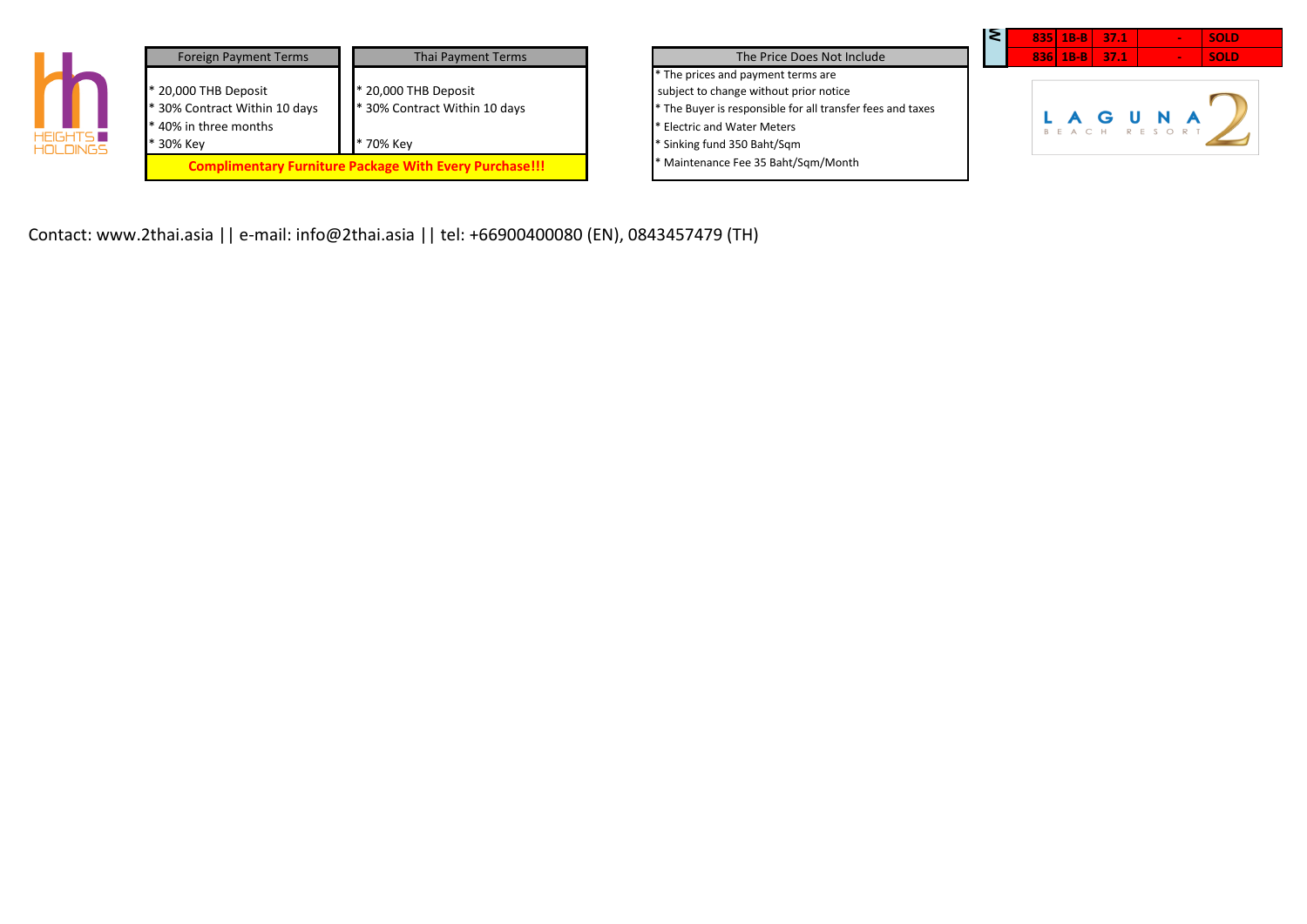| | | | | | |
|---|---|---|---|---|---|
| M | 835 | 1B-B | 37.1 | - | SOLD |
| | 836 | 1B-B | 37.1 | - | SOLD |

| Foreign Payment Terms | Thai Payment Terms |
|---|---|
| * 20,000 THB Deposit<br>* 30% Contract Within 10 days<br>* 40% in three months<br>* 30% Key | * 20,000 THB Deposit<br>* 30% Contract Within 10 days<br><br>* 70% Key |

**Complimentary Furniture Package With Every Purchase!!!**

| The Price Does Not Include |
|---|
| * The prices and payment terms are subject to change without prior notice<br>* The Buyer is responsible for all transfer fees and taxes<br>* Electric and Water Meters<br>* Sinking fund 350 Baht/Sqm<br>* Maintenance Fee 35 Baht/Sqm/Month |

Contact: www.2thai.asia || e-mail: info@2thai.asia || tel: +66900400080 (EN), 0843457479 (TH)